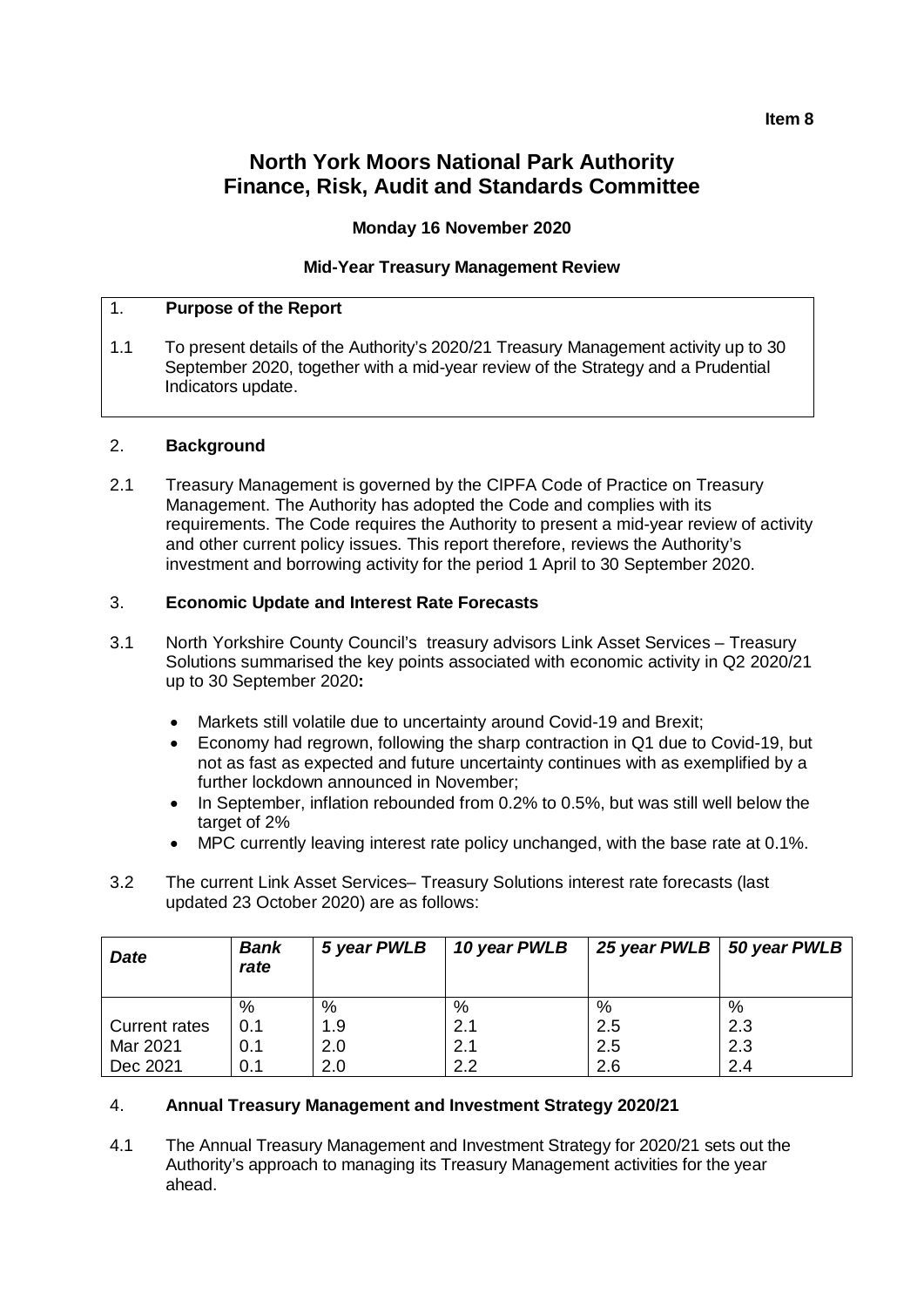**Item 8**

# North York Moors National Park Authority
# Finance, Risk, Audit and Standards Committee

**Monday 16 November 2020**

**Mid-Year Treasury Management Review**

## 1. Purpose of the Report

1.1 To present details of the Authority's 2020/21 Treasury Management activity up to 30 September 2020, together with a mid-year review of the Strategy and a Prudential Indicators update.

## 2. Background

2.1 Treasury Management is governed by the CIPFA Code of Practice on Treasury Management. The Authority has adopted the Code and complies with its requirements. The Code requires the Authority to present a mid-year review of activity and other current policy issues. This report therefore, reviews the Authority's investment and borrowing activity for the period 1 April to 30 September 2020.

## 3. Economic Update and Interest Rate Forecasts

3.1 North Yorkshire County Council's treasury advisors Link Asset Services – Treasury Solutions summarised the key points associated with economic activity in Q2 2020/21 up to 30 September 2020**:**

- Markets still volatile due to uncertainty around Covid-19 and Brexit;
- Economy had regrown, following the sharp contraction in Q1 due to Covid-19, but not as fast as expected and future uncertainty continues with as exemplified by a further lockdown announced in November;
- In September, inflation rebounded from 0.2% to 0.5%, but was still well below the target of 2%
- MPC currently leaving interest rate policy unchanged, with the base rate at 0.1%.

3.2 The current Link Asset Services– Treasury Solutions interest rate forecasts (last updated 23 October 2020) are as follows:

| *Date* | *Bank rate* | *5 year PWLB* | *10 year PWLB* | *25 year PWLB* | *50 year PWLB* |
|---|---|---|---|---|---|
| | % | % | % | % | % |
| Current rates | 0.1 | 1.9 | 2.1 | 2.5 | 2.3 |
| Mar 2021 | 0.1 | 2.0 | 2.1 | 2.5 | 2.3 |
| Dec 2021 | 0.1 | 2.0 | 2.2 | 2.6 | 2.4 |

## 4. Annual Treasury Management and Investment Strategy 2020/21

4.1 The Annual Treasury Management and Investment Strategy for 2020/21 sets out the Authority's approach to managing its Treasury Management activities for the year ahead.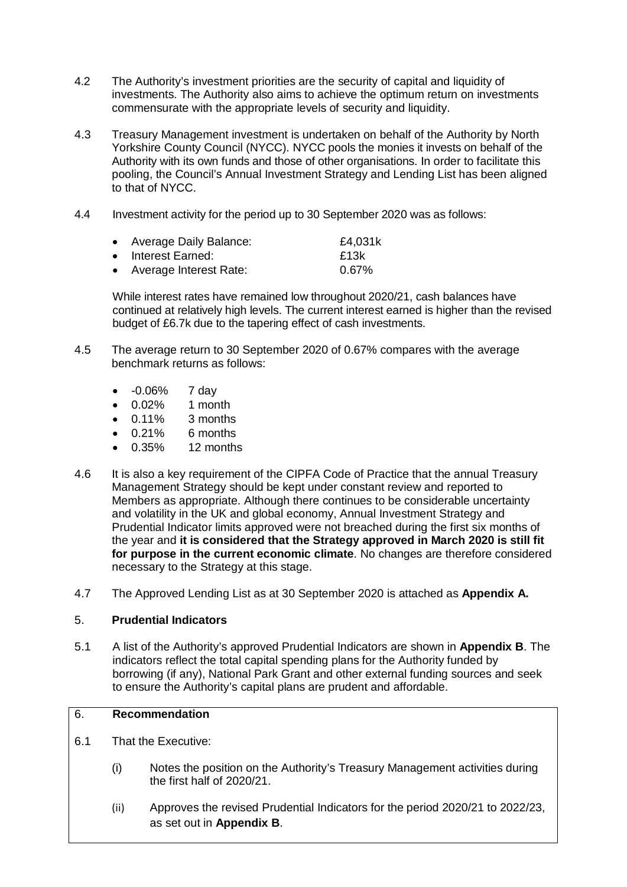4.2 The Authority's investment priorities are the security of capital and liquidity of investments. The Authority also aims to achieve the optimum return on investments commensurate with the appropriate levels of security and liquidity.

4.3 Treasury Management investment is undertaken on behalf of the Authority by North Yorkshire County Council (NYCC). NYCC pools the monies it invests on behalf of the Authority with its own funds and those of other organisations. In order to facilitate this pooling, the Council's Annual Investment Strategy and Lending List has been aligned to that of NYCC.

4.4 Investment activity for the period up to 30 September 2020 was as follows:

- Average Daily Balance: £4,031k
- Interest Earned: £13k
- Average Interest Rate: 0.67%

While interest rates have remained low throughout 2020/21, cash balances have continued at relatively high levels. The current interest earned is higher than the revised budget of £6.7k due to the tapering effect of cash investments.

4.5 The average return to 30 September 2020 of 0.67% compares with the average benchmark returns as follows:

- -0.06% 7 day
- 0.02% 1 month
- 0.11% 3 months
- 0.21% 6 months
- 0.35% 12 months

4.6 It is also a key requirement of the CIPFA Code of Practice that the annual Treasury Management Strategy should be kept under constant review and reported to Members as appropriate. Although there continues to be considerable uncertainty and volatility in the UK and global economy, Annual Investment Strategy and Prudential Indicator limits approved were not breached during the first six months of the year and **it is considered that the Strategy approved in March 2020 is still fit for purpose in the current economic climate**. No changes are therefore considered necessary to the Strategy at this stage.

4.7 The Approved Lending List as at 30 September 2020 is attached as **Appendix A.**

## 5. Prudential Indicators

5.1 A list of the Authority's approved Prudential Indicators are shown in **Appendix B**. The indicators reflect the total capital spending plans for the Authority funded by borrowing (if any), National Park Grant and other external funding sources and seek to ensure the Authority's capital plans are prudent and affordable.

## 6. Recommendation

6.1 That the Executive:

(i) Notes the position on the Authority's Treasury Management activities during the first half of 2020/21.

(ii) Approves the revised Prudential Indicators for the period 2020/21 to 2022/23, as set out in **Appendix B**.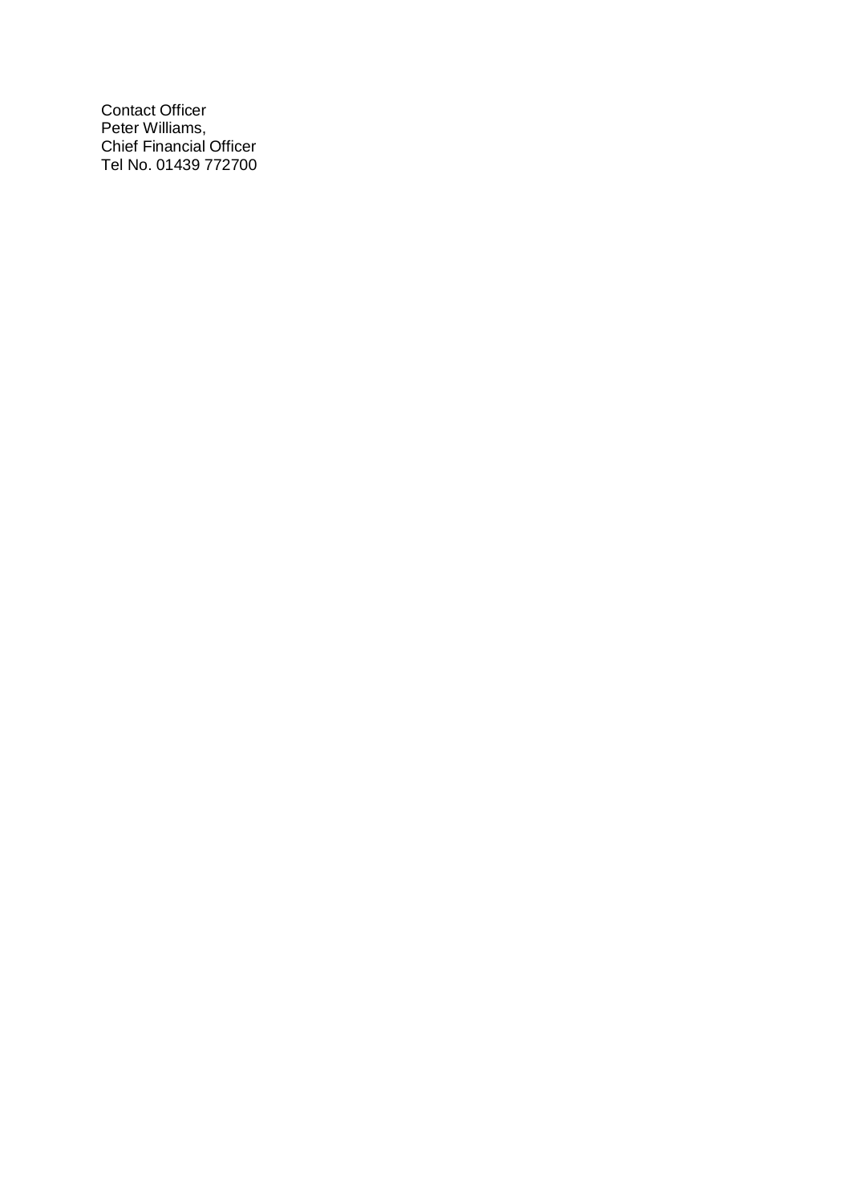Contact Officer
Peter Williams,
Chief Financial Officer
Tel No. 01439 772700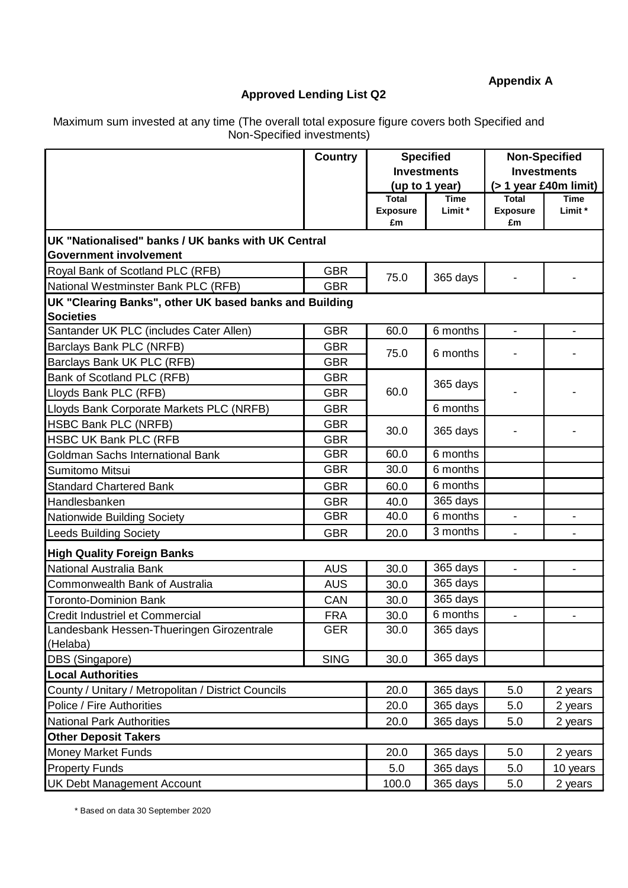**Appendix A**

## Approved Lending List Q2

Maximum sum invested at any time (The overall total exposure figure covers both Specified and Non-Specified investments)

| | Country | Specified Investments (up to 1 year) | | Non-Specified Investments (> 1 year £40m limit) | |
|---|---|---|---|---|---|
| | | Total Exposure £m | Time Limit * | Total Exposure £m | Time Limit * |
| **UK "Nationalised" banks / UK banks with UK Central Government involvement** | | | | | |
| Royal Bank of Scotland PLC (RFB) | GBR | 75.0 | 365 days | - | - |
| National Westminster Bank PLC (RFB) | GBR | | | | |
| **UK "Clearing Banks", other UK based banks and Building Societies** | | | | | |
| Santander UK PLC (includes Cater Allen) | GBR | 60.0 | 6 months | - | - |
| Barclays Bank PLC (NRFB) | GBR | 75.0 | 6 months | - | - |
| Barclays Bank UK PLC (RFB) | GBR | | | | |
| Bank of Scotland PLC (RFB) | GBR | 60.0 | 365 days | - | - |
| Lloyds Bank PLC (RFB) | GBR | | | | |
| Lloyds Bank Corporate Markets PLC (NRFB) | GBR | | 6 months | | |
| HSBC Bank PLC (NRFB) | GBR | 30.0 | 365 days | - | - |
| HSBC UK Bank PLC (RFB | GBR | | | | |
| Goldman Sachs International Bank | GBR | 60.0 | 6 months | | |
| Sumitomo Mitsui | GBR | 30.0 | 6 months | | |
| Standard Chartered Bank | GBR | 60.0 | 6 months | | |
| Handlesbanken | GBR | 40.0 | 365 days | | |
| Nationwide Building Society | GBR | 40.0 | 6 months | - | - |
| Leeds Building Society | GBR | 20.0 | 3 months | - | - |
| **High Quality Foreign Banks** | | | | | |
| National Australia Bank | AUS | 30.0 | 365 days | - | - |
| Commonwealth Bank of Australia | AUS | 30.0 | 365 days | | |
| Toronto-Dominion Bank | CAN | 30.0 | 365 days | | |
| Credit Industriel et Commercial | FRA | 30.0 | 6 months | - | - |
| Landesbank Hessen-Thueringen Girozentrale (Helaba) | GER | 30.0 | 365 days | | |
| DBS (Singapore) | SING | 30.0 | 365 days | | |
| **Local Authorities** | | | | | |
| County / Unitary / Metropolitan / District Councils | | 20.0 | 365 days | 5.0 | 2 years |
| Police / Fire Authorities | | 20.0 | 365 days | 5.0 | 2 years |
| National Park Authorities | | 20.0 | 365 days | 5.0 | 2 years |
| **Other Deposit Takers** | | | | | |
| Money Market Funds | | 20.0 | 365 days | 5.0 | 2 years |
| Property Funds | | 5.0 | 365 days | 5.0 | 10 years |
| UK Debt Management Account | | 100.0 | 365 days | 5.0 | 2 years |

\* Based on data 30 September 2020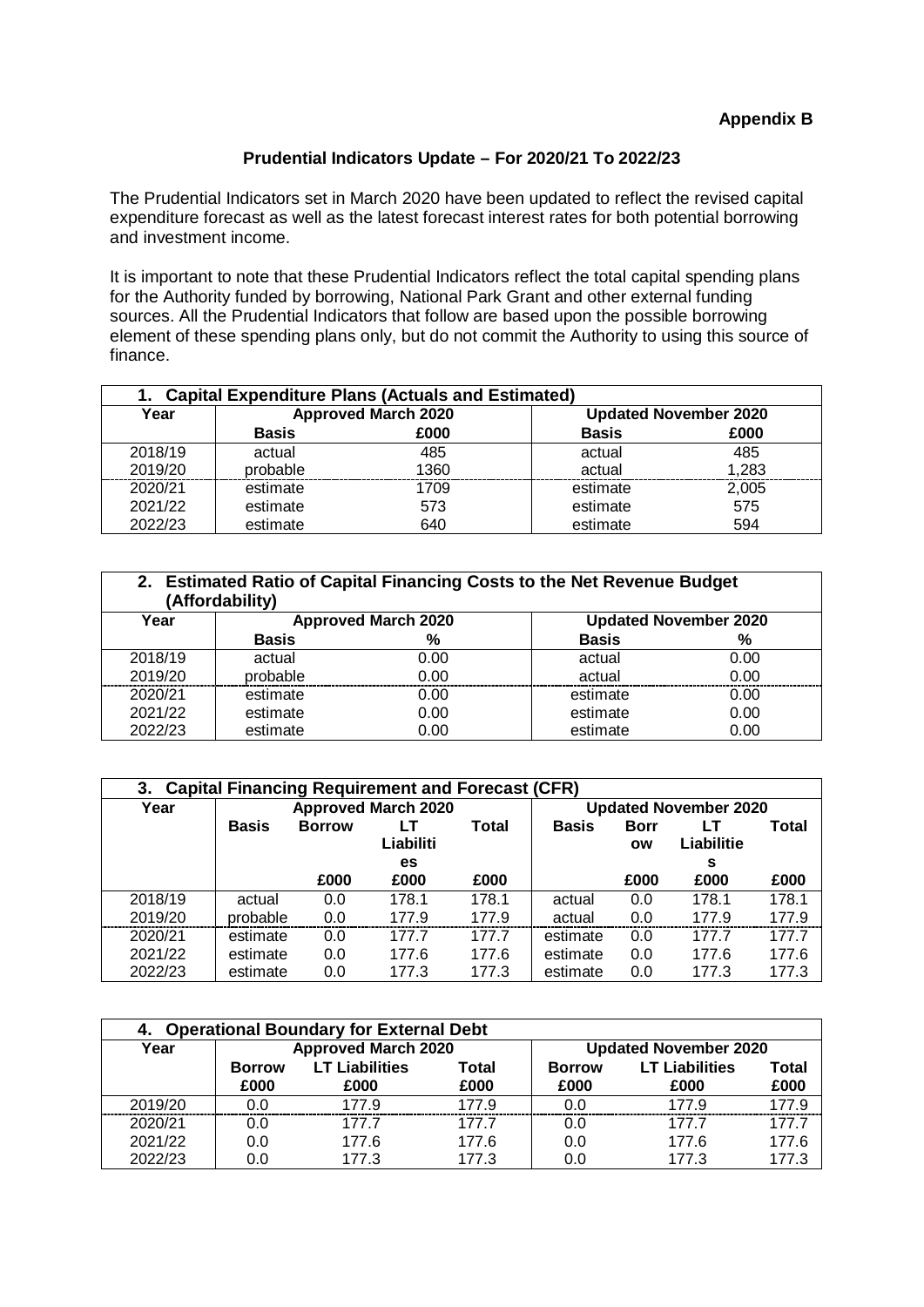**Appendix B**

## Prudential Indicators Update – For 2020/21 To 2022/23

The Prudential Indicators set in March 2020 have been updated to reflect the revised capital expenditure forecast as well as the latest forecast interest rates for both potential borrowing and investment income.

It is important to note that these Prudential Indicators reflect the total capital spending plans for the Authority funded by borrowing, National Park Grant and other external funding sources. All the Prudential Indicators that follow are based upon the possible borrowing element of these spending plans only, but do not commit the Authority to using this source of finance.

| **1. Capital Expenditure Plans (Actuals and Estimated)** | | | | |
|---|---|---|---|---|
| **Year** | **Approved March 2020** | | **Updated November 2020** | |
| | **Basis** | **£000** | **Basis** | **£000** |
| 2018/19 | actual | 485 | actual | 485 |
| 2019/20 | probable | 1360 | actual | 1,283 |
| 2020/21 | estimate | 1709 | estimate | 2,005 |
| 2021/22 | estimate | 573 | estimate | 575 |
| 2022/23 | estimate | 640 | estimate | 594 |

| **2. Estimated Ratio of Capital Financing Costs to the Net Revenue Budget (Affordability)** | | | | |
|---|---|---|---|---|
| **Year** | **Approved March 2020** | | **Updated November 2020** | |
| | **Basis** | **%** | **Basis** | **%** |
| 2018/19 | actual | 0.00 | actual | 0.00 |
| 2019/20 | probable | 0.00 | actual | 0.00 |
| 2020/21 | estimate | 0.00 | estimate | 0.00 |
| 2021/22 | estimate | 0.00 | estimate | 0.00 |
| 2022/23 | estimate | 0.00 | estimate | 0.00 |

| **3. Capital Financing Requirement and Forecast (CFR)** | | | | | | | | |
|---|---|---|---|---|---|---|---|---|
| **Year** | **Approved March 2020** | | | | **Updated November 2020** | | | |
| | **Basis** | **Borrow** | **LT Liabilities** | **Total** | **Basis** | **Borrow** | **LT Liabilities** | **Total** |
| | | **£000** | **£000** | **£000** | | **£000** | **£000** | **£000** |
| 2018/19 | actual | 0.0 | 178.1 | 178.1 | actual | 0.0 | 178.1 | 178.1 |
| 2019/20 | probable | 0.0 | 177.9 | 177.9 | actual | 0.0 | 177.9 | 177.9 |
| 2020/21 | estimate | 0.0 | 177.7 | 177.7 | estimate | 0.0 | 177.7 | 177.7 |
| 2021/22 | estimate | 0.0 | 177.6 | 177.6 | estimate | 0.0 | 177.6 | 177.6 |
| 2022/23 | estimate | 0.0 | 177.3 | 177.3 | estimate | 0.0 | 177.3 | 177.3 |

| **4. Operational Boundary for External Debt** | | | | | | |
|---|---|---|---|---|---|---|
| **Year** | **Approved March 2020** | | | **Updated November 2020** | | |
| | **Borrow £000** | **LT Liabilities £000** | **Total £000** | **Borrow £000** | **LT Liabilities £000** | **Total £000** |
| 2019/20 | 0.0 | 177.9 | 177.9 | 0.0 | 177.9 | 177.9 |
| 2020/21 | 0.0 | 177.7 | 177.7 | 0.0 | 177.7 | 177.7 |
| 2021/22 | 0.0 | 177.6 | 177.6 | 0.0 | 177.6 | 177.6 |
| 2022/23 | 0.0 | 177.3 | 177.3 | 0.0 | 177.3 | 177.3 |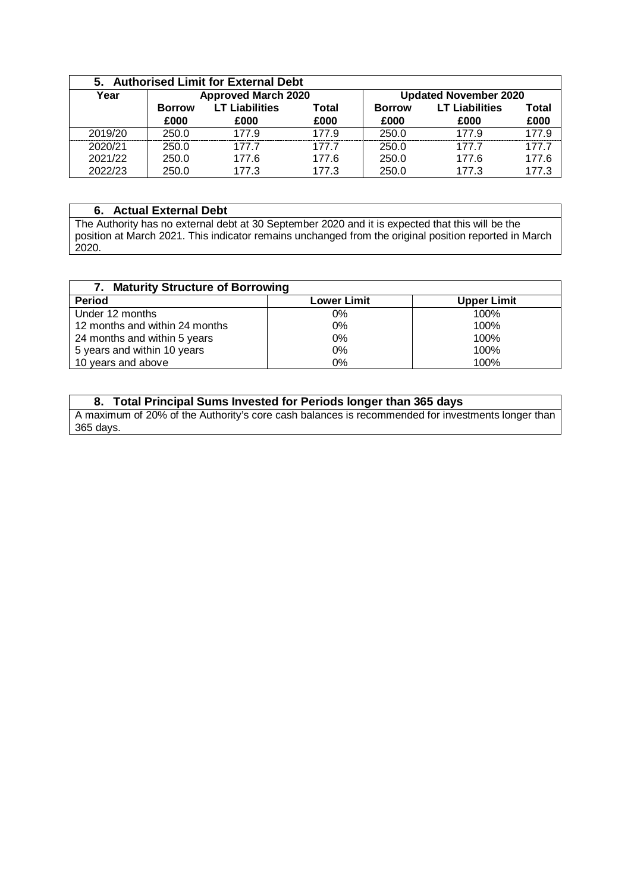| **5. Authorised Limit for External Debt** | | | | | | |
|---|---|---|---|---|---|---|
| **Year** | **Approved March 2020** | | | **Updated November 2020** | | |
| | **Borrow £000** | **LT Liabilities £000** | **Total £000** | **Borrow £000** | **LT Liabilities £000** | **Total £000** |
| 2019/20 | 250.0 | 177.9 | 177.9 | 250.0 | 177.9 | 177.9 |
| 2020/21 | 250.0 | 177.7 | 177.7 | 250.0 | 177.7 | 177.7 |
| 2021/22 | 250.0 | 177.6 | 177.6 | 250.0 | 177.6 | 177.6 |
| 2022/23 | 250.0 | 177.3 | 177.3 | 250.0 | 177.3 | 177.3 |

**6. Actual External Debt**

The Authority has no external debt at 30 September 2020 and it is expected that this will be the position at March 2021. This indicator remains unchanged from the original position reported in March 2020.

| **7. Maturity Structure of Borrowing** | | |
|---|---|---|
| **Period** | **Lower Limit** | **Upper Limit** |
| Under 12 months | 0% | 100% |
| 12 months and within 24 months | 0% | 100% |
| 24 months and within 5 years | 0% | 100% |
| 5 years and within 10 years | 0% | 100% |
| 10 years and above | 0% | 100% |

**8. Total Principal Sums Invested for Periods longer than 365 days**

A maximum of 20% of the Authority's core cash balances is recommended for investments longer than 365 days.